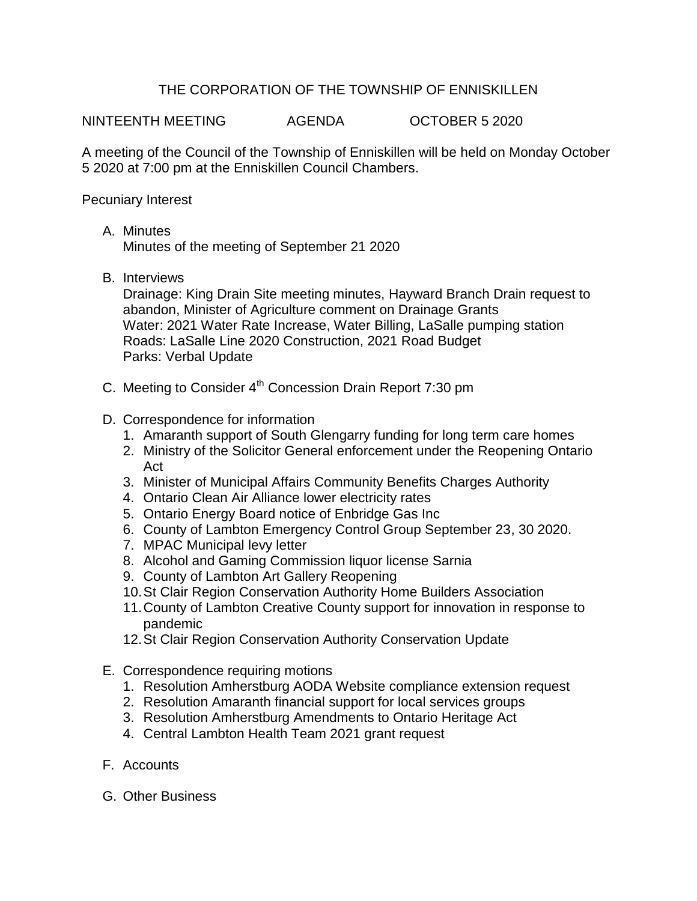# THE CORPORATION OF THE TOWNSHIP OF ENNISKILLEN

NINTEENTH MEETING AGENDA OCTOBER 5 2020

A meeting of the Council of the Township of Enniskillen will be held on Monday October 5 2020 at 7:00 pm at the Enniskillen Council Chambers.

Pecuniary Interest

A. Minutes
   Minutes of the meeting of September 21 2020

B. Interviews
   Drainage: King Drain Site meeting minutes, Hayward Branch Drain request to abandon, Minister of Agriculture comment on Drainage Grants
   Water: 2021 Water Rate Increase, Water Billing, LaSalle pumping station
   Roads: LaSalle Line 2020 Construction, 2021 Road Budget
   Parks: Verbal Update

C. Meeting to Consider 4th Concession Drain Report 7:30 pm

D. Correspondence for information
   1. Amaranth support of South Glengarry funding for long term care homes
   2. Ministry of the Solicitor General enforcement under the Reopening Ontario Act
   3. Minister of Municipal Affairs Community Benefits Charges Authority
   4. Ontario Clean Air Alliance lower electricity rates
   5. Ontario Energy Board notice of Enbridge Gas Inc
   6. County of Lambton Emergency Control Group September 23, 30 2020.
   7. MPAC Municipal levy letter
   8. Alcohol and Gaming Commission liquor license Sarnia
   9. County of Lambton Art Gallery Reopening
   10. St Clair Region Conservation Authority Home Builders Association
   11. County of Lambton Creative County support for innovation in response to pandemic
   12. St Clair Region Conservation Authority Conservation Update

E. Correspondence requiring motions
   1. Resolution Amherstburg AODA Website compliance extension request
   2. Resolution Amaranth financial support for local services groups
   3. Resolution Amherstburg Amendments to Ontario Heritage Act
   4. Central Lambton Health Team 2021 grant request

F. Accounts

G. Other Business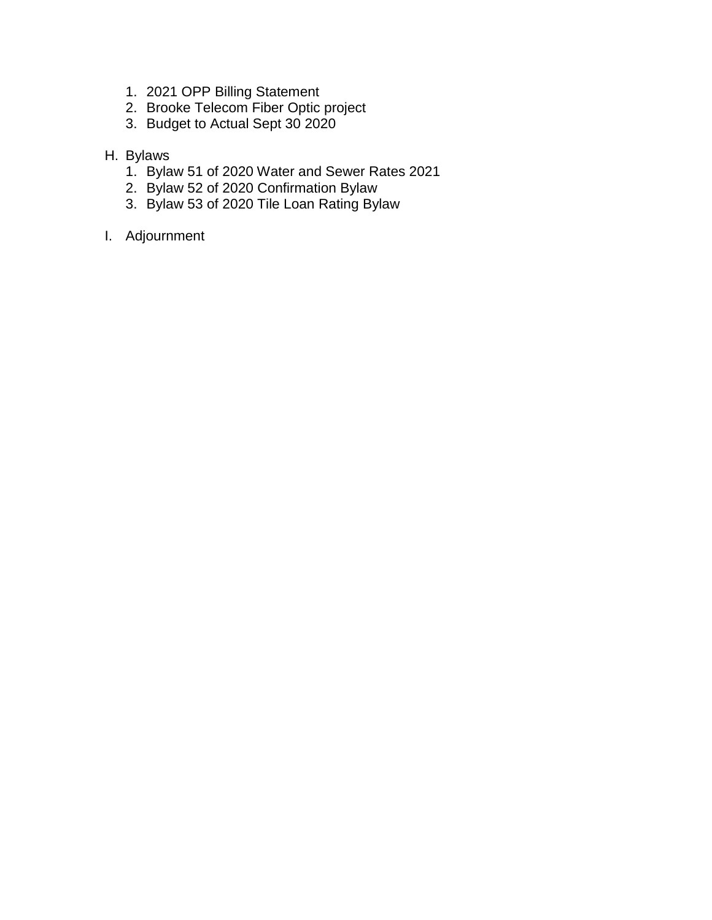1. 2021 OPP Billing Statement
2. Brooke Telecom Fiber Optic project
3. Budget to Actual Sept 30 2020

H. Bylaws
   1. Bylaw 51 of 2020 Water and Sewer Rates 2021
   2. Bylaw 52 of 2020 Confirmation Bylaw
   3. Bylaw 53 of 2020 Tile Loan Rating Bylaw

I. Adjournment